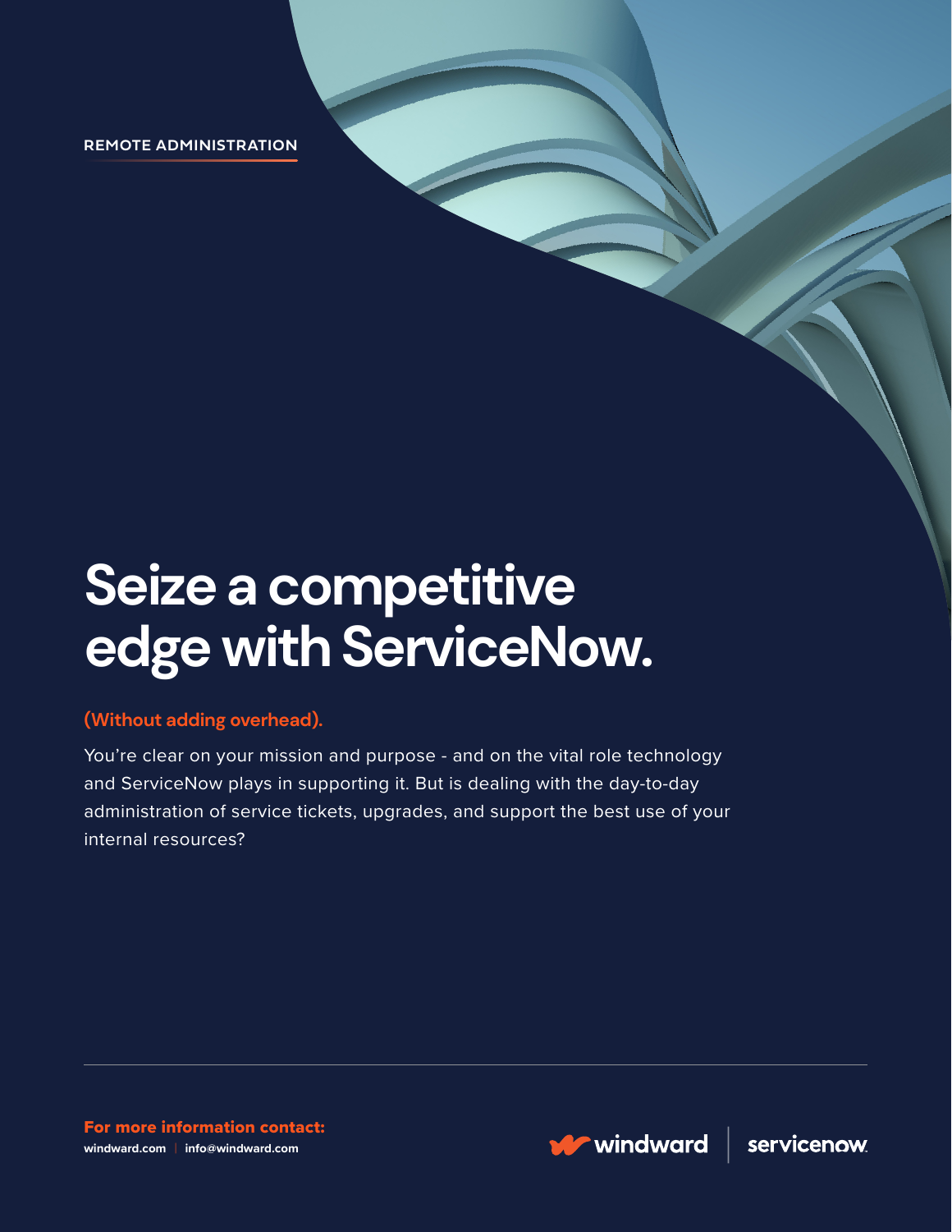REMOTE ADMINISTRATION

# Seize a competitive edge with ServiceNow.

**(Without adding overhead).**

You're clear on your mission and purpose - and on the vital role technology and ServiceNow plays in supporting it. But is dealing with the day-to-day administration of service tickets, upgrades, and support the best use of your internal resources?

**For more information contact:**
windward.com | info@windward.com

windward | servicenow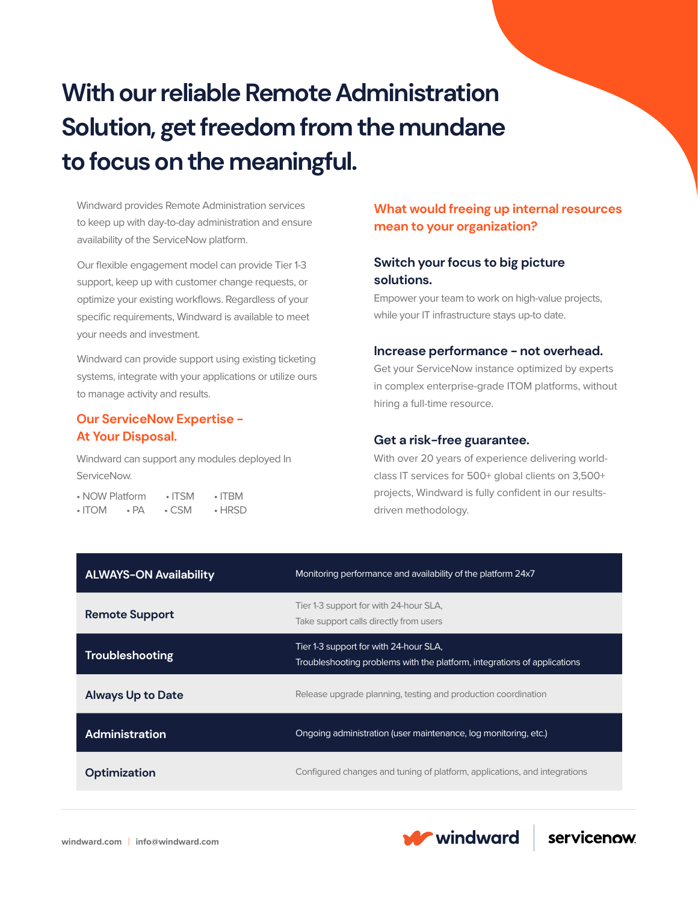# With our reliable Remote Administration Solution, get freedom from the mundane to focus on the meaningful.

Windward provides Remote Administration services to keep up with day-to-day administration and ensure availability of the ServiceNow platform.

Our flexible engagement model can provide Tier 1-3 support, keep up with customer change requests, or optimize your existing workflows. Regardless of your specific requirements, Windward is available to meet your needs and investment.

Windward can provide support using existing ticketing systems, integrate with your applications or utilize ours to manage activity and results.

## Our ServiceNow Expertise – At Your Disposal.

Windward can support any modules deployed In ServiceNow.

- NOW Platform
- ITSM
- ITBM
- ITOM
- PA
- CSM
- HRSD

## What would freeing up internal resources mean to your organization?

### Switch your focus to big picture solutions.

Empower your team to work on high-value projects, while your IT infrastructure stays up-to date.

### Increase performance – not overhead.

Get your ServiceNow instance optimized by experts in complex enterprise-grade ITOM platforms, without hiring a full-time resource.

### Get a risk-free guarantee.

With over 20 years of experience delivering world-class IT services for 500+ global clients on 3,500+ projects, Windward is fully confident in our results-driven methodology.

| | |
|---|---|
| **ALWAYS-ON Availability** | Monitoring performance and availability of the platform 24x7 |
| **Remote Support** | Tier 1-3 support for with 24-hour SLA, Take support calls directly from users |
| **Troubleshooting** | Tier 1-3 support for with 24-hour SLA, Troubleshooting problems with the platform, integrations of applications |
| **Always Up to Date** | Release upgrade planning, testing and production coordination |
| **Administration** | Ongoing administration (user maintenance, log monitoring, etc.) |
| **Optimization** | Configured changes and tuning of platform, applications, and integrations |

windward.com | info@windward.com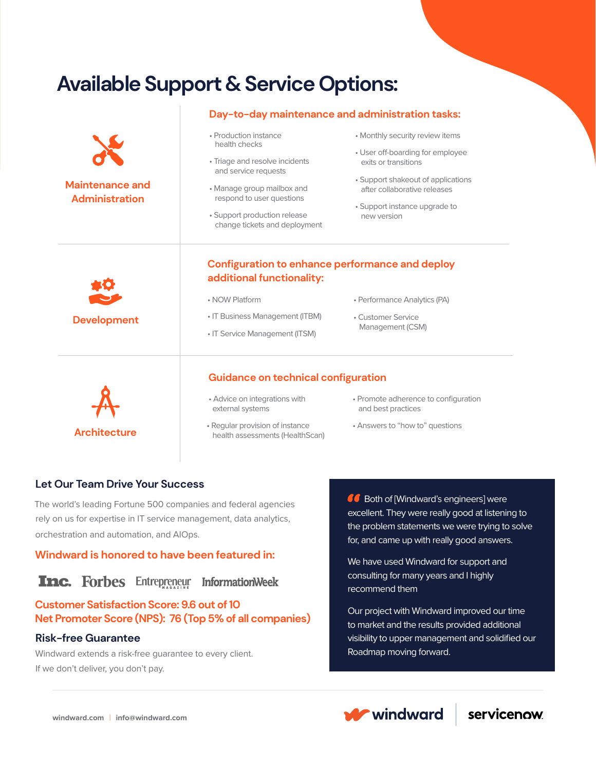# Available Support & Service Options:

## Maintenance and Administration

### Day-to-day maintenance and administration tasks:

- Production instance health checks
- Triage and resolve incidents and service requests
- Manage group mailbox and respond to user questions
- Support production release change tickets and deployment
- Monthly security review items
- User off-boarding for employee exits or transitions
- Support shakeout of applications after collaborative releases
- Support instance upgrade to new version

## Development

### Configuration to enhance performance and deploy additional functionality:

- NOW Platform
- IT Business Management (ITBM)
- IT Service Management (ITSM)
- Performance Analytics (PA)
- Customer Service Management (CSM)

## Architecture

### Guidance on technical configuration

- Advice on integrations with external systems
- Regular provision of instance health assessments (HealthScan)
- Promote adherence to configuration and best practices
- Answers to "how to" questions

## Let Our Team Drive Your Success

The world's leading Fortune 500 companies and federal agencies rely on us for expertise in IT service management, data analytics, orchestration and automation, and AIOps.

**Windward is honored to have been featured in:**

Inc. Forbes Entrepreneur InformationWeek

**Customer Satisfaction Score: 9.6 out of 10**
**Net Promoter Score (NPS): 76 (Top 5% of all companies)**

## Risk-free Guarantee

Windward extends a risk-free guarantee to every client. If we don't deliver, you don't pay.

> "Both of [Windward's engineers] were excellent. They were really good at listening to the problem statements we were trying to solve for, and came up with really good answers.
>
> We have used Windward for support and consulting for many years and I highly recommend them
>
> Our project with Windward improved our time to market and the results provided additional visibility to upper management and solidified our Roadmap moving forward.

windward.com | info@windward.com

windward | servicenow